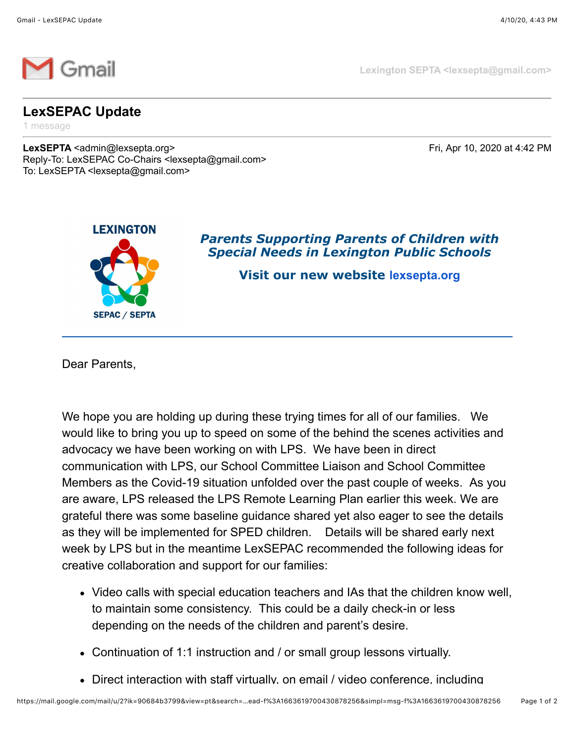# LexSEPAC Update

1 message

**LexSEPTA** <admin@lexsepta.org>
Reply-To: LexSEPAC Co-Chairs <lexsepta@gmail.com>
To: LexSEPTA <lexsepta@gmail.com>

Fri, Apr 10, 2020 at 4:42 PM

LEXINGTON SEPAC / SEPTA

***Parents Supporting Parents of Children with Special Needs in Lexington Public Schools***

**Visit our new website lexsepta.org**

---

Dear Parents,

We hope you are holding up during these trying times for all of our families. We would like to bring you up to speed on some of the behind the scenes activities and advocacy we have been working on with LPS. We have been in direct communication with LPS, our School Committee Liaison and School Committee Members as the Covid-19 situation unfolded over the past couple of weeks. As you are aware, LPS released the LPS Remote Learning Plan earlier this week. We are grateful there was some baseline guidance shared yet also eager to see the details as they will be implemented for SPED children. Details will be shared early next week by LPS but in the meantime LexSEPAC recommended the following ideas for creative collaboration and support for our families:

- Video calls with special education teachers and IAs that the children know well, to maintain some consistency. This could be a daily check-in or less depending on the needs of the children and parent's desire.
- Continuation of 1:1 instruction and / or small group lessons virtually.
- Direct interaction with staff virtually, on email / video conference, including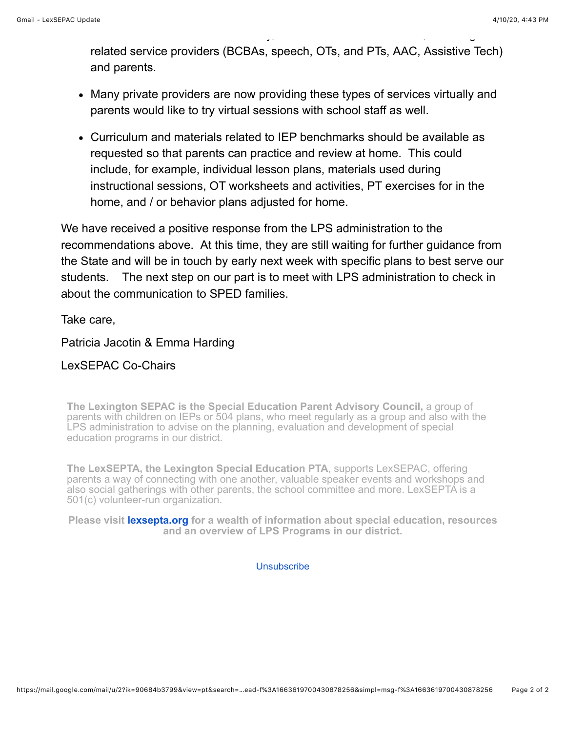related service providers (BCBAs, speech, OTs, and PTs, AAC, Assistive Tech) and parents.

- Many private providers are now providing these types of services virtually and parents would like to try virtual sessions with school staff as well.
- Curriculum and materials related to IEP benchmarks should be available as requested so that parents can practice and review at home. This could include, for example, individual lesson plans, materials used during instructional sessions, OT worksheets and activities, PT exercises for in the home, and / or behavior plans adjusted for home.

We have received a positive response from the LPS administration to the recommendations above. At this time, they are still waiting for further guidance from the State and will be in touch by early next week with specific plans to best serve our students. The next step on our part is to meet with LPS administration to check in about the communication to SPED families.

Take care,

Patricia Jacotin & Emma Harding

LexSEPAC Co-Chairs

**The Lexington SEPAC is the Special Education Parent Advisory Council,** a group of parents with children on IEPs or 504 plans, who meet regularly as a group and also with the LPS administration to advise on the planning, evaluation and development of special education programs in our district.

**The LexSEPTA, the Lexington Special Education PTA**, supports LexSEPAC, offering parents a way of connecting with one another, valuable speaker events and workshops and also social gatherings with other parents, the school committee and more. LexSEPTA is a 501(c) volunteer-run organization.

**Please visit lexsepta.org for a wealth of information about special education, resources and an overview of LPS Programs in our district.**

Unsubscribe